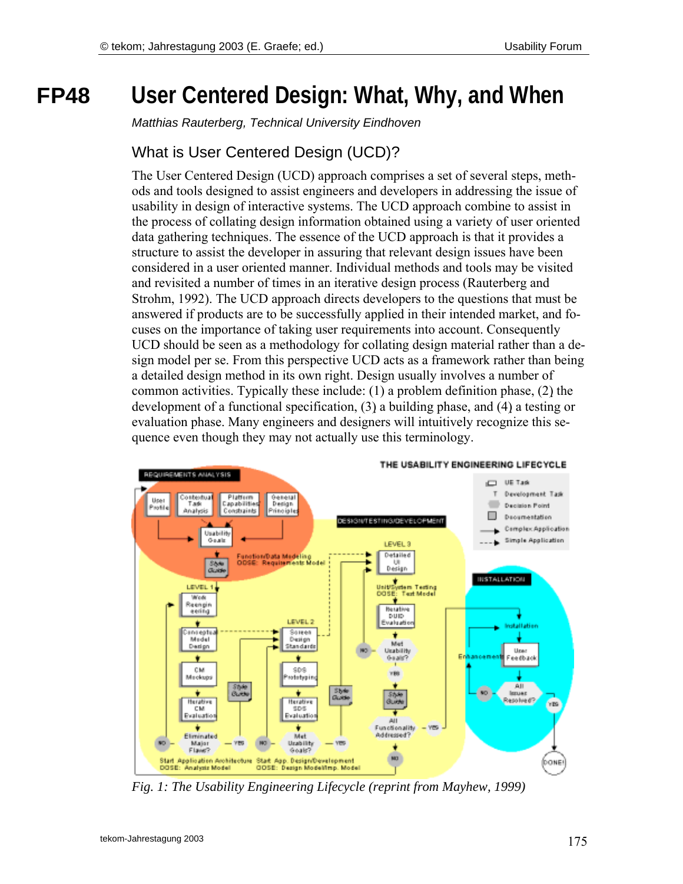# FP48 User Centered Design: What, Why, and When

*Matthias Rauterberg, Technical University Eindhoven*

## What is User Centered Design (UCD)?

The User Centered Design (UCD) approach comprises a set of several steps, methods and tools designed to assist engineers and developers in addressing the issue of usability in design of interactive systems. The UCD approach combine to assist in the process of collating design information obtained using a variety of user oriented data gathering techniques. The essence of the UCD approach is that it provides a structure to assist the developer in assuring that relevant design issues have been considered in a user oriented manner. Individual methods and tools may be visited and revisited a number of times in an iterative design process (Rauterberg and Strohm, 1992). The UCD approach directs developers to the questions that must be answered if products are to be successfully applied in their intended market, and focuses on the importance of taking user requirements into account. Consequently UCD should be seen as a methodology for collating design material rather than a design model per se. From this perspective UCD acts as a framework rather than being a detailed design method in its own right. Design usually involves a number of common activities. Typically these include: (1) a problem definition phase, (2) the development of a functional specification, (3) a building phase, and (4) a testing or evaluation phase. Many engineers and designers will intuitively recognize this sequence even though they may not actually use this terminology.

*Fig. 1: The Usability Engineering Lifecycle (reprint from Mayhew, 1999)*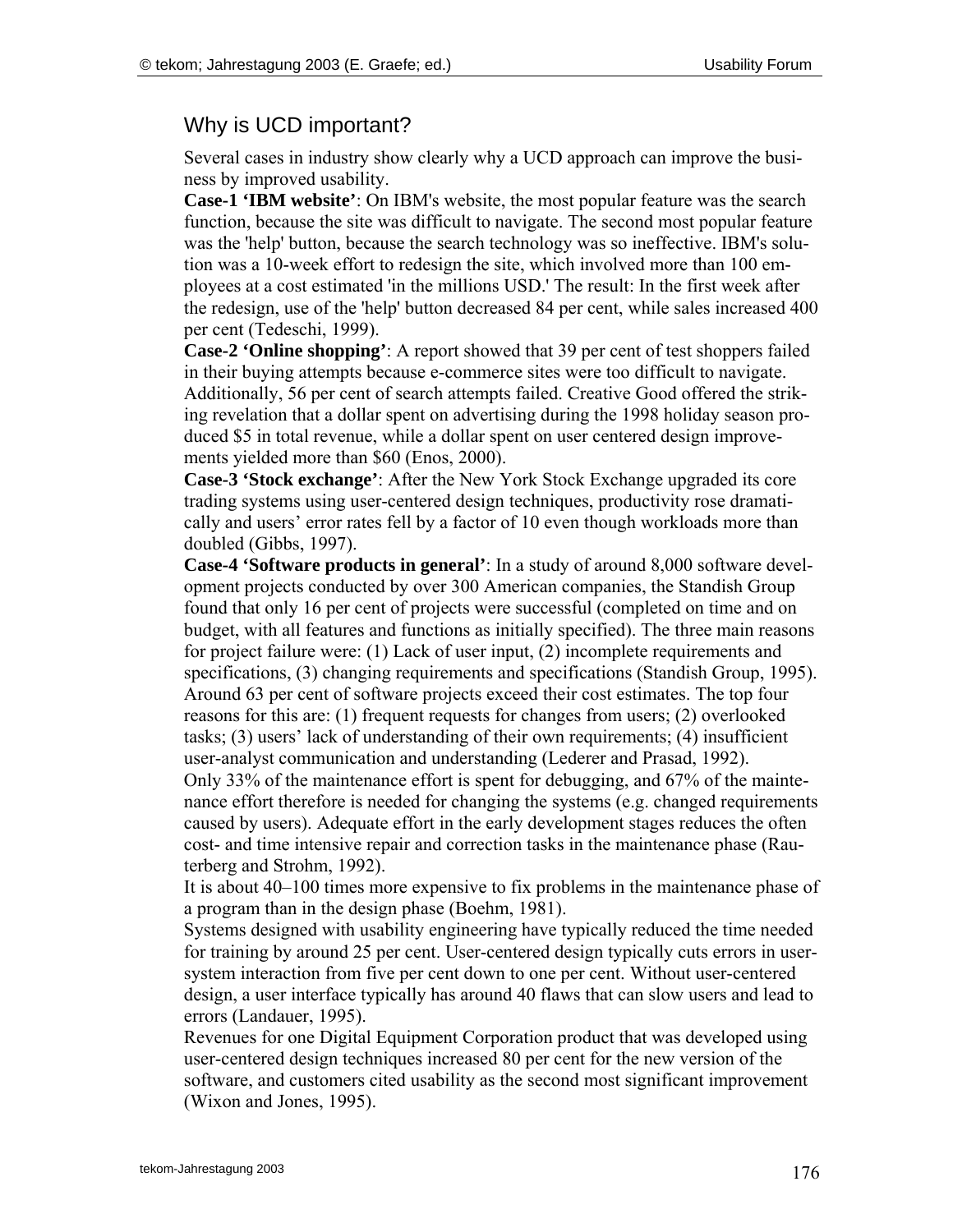## Why is UCD important?

Several cases in industry show clearly why a UCD approach can improve the business by improved usability.

**Case-1 'IBM website'**: On IBM's website, the most popular feature was the search function, because the site was difficult to navigate. The second most popular feature was the 'help' button, because the search technology was so ineffective. IBM's solution was a 10-week effort to redesign the site, which involved more than 100 employees at a cost estimated 'in the millions USD.' The result: In the first week after the redesign, use of the 'help' button decreased 84 per cent, while sales increased 400 per cent (Tedeschi, 1999).

**Case-2 'Online shopping'**: A report showed that 39 per cent of test shoppers failed in their buying attempts because e-commerce sites were too difficult to navigate. Additionally, 56 per cent of search attempts failed. Creative Good offered the striking revelation that a dollar spent on advertising during the 1998 holiday season produced \$5 in total revenue, while a dollar spent on user centered design improvements yielded more than \$60 (Enos, 2000).

**Case-3 'Stock exchange'**: After the New York Stock Exchange upgraded its core trading systems using user-centered design techniques, productivity rose dramatically and users' error rates fell by a factor of 10 even though workloads more than doubled (Gibbs, 1997).

**Case-4 'Software products in general'**: In a study of around 8,000 software development projects conducted by over 300 American companies, the Standish Group found that only 16 per cent of projects were successful (completed on time and on budget, with all features and functions as initially specified). The three main reasons for project failure were: (1) Lack of user input, (2) incomplete requirements and specifications, (3) changing requirements and specifications (Standish Group, 1995). Around 63 per cent of software projects exceed their cost estimates. The top four reasons for this are: (1) frequent requests for changes from users; (2) overlooked tasks; (3) users' lack of understanding of their own requirements; (4) insufficient user-analyst communication and understanding (Lederer and Prasad, 1992).

Only 33% of the maintenance effort is spent for debugging, and 67% of the maintenance effort therefore is needed for changing the systems (e.g. changed requirements caused by users). Adequate effort in the early development stages reduces the often cost- and time intensive repair and correction tasks in the maintenance phase (Rauterberg and Strohm, 1992).

It is about 40–100 times more expensive to fix problems in the maintenance phase of a program than in the design phase (Boehm, 1981).

Systems designed with usability engineering have typically reduced the time needed for training by around 25 per cent. User-centered design typically cuts errors in user-system interaction from five per cent down to one per cent. Without user-centered design, a user interface typically has around 40 flaws that can slow users and lead to errors (Landauer, 1995).

Revenues for one Digital Equipment Corporation product that was developed using user-centered design techniques increased 80 per cent for the new version of the software, and customers cited usability as the second most significant improvement (Wixon and Jones, 1995).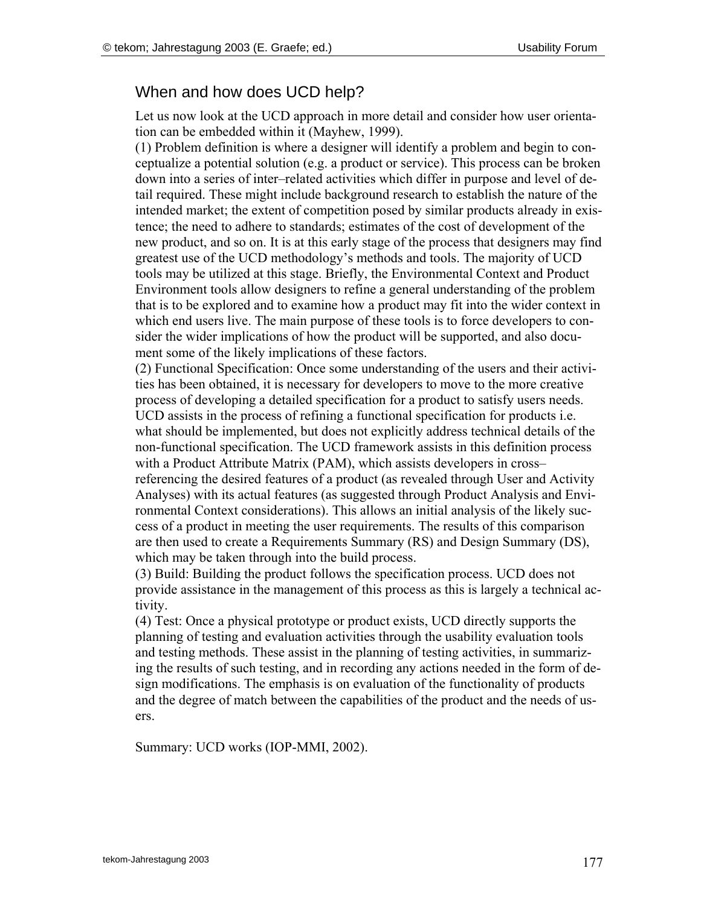## When and how does UCD help?

Let us now look at the UCD approach in more detail and consider how user orientation can be embedded within it (Mayhew, 1999).

(1) Problem definition is where a designer will identify a problem and begin to conceptualize a potential solution (e.g. a product or service). This process can be broken down into a series of inter–related activities which differ in purpose and level of detail required. These might include background research to establish the nature of the intended market; the extent of competition posed by similar products already in existence; the need to adhere to standards; estimates of the cost of development of the new product, and so on. It is at this early stage of the process that designers may find greatest use of the UCD methodology's methods and tools. The majority of UCD tools may be utilized at this stage. Briefly, the Environmental Context and Product Environment tools allow designers to refine a general understanding of the problem that is to be explored and to examine how a product may fit into the wider context in which end users live. The main purpose of these tools is to force developers to consider the wider implications of how the product will be supported, and also document some of the likely implications of these factors.

(2) Functional Specification: Once some understanding of the users and their activities has been obtained, it is necessary for developers to move to the more creative process of developing a detailed specification for a product to satisfy users needs. UCD assists in the process of refining a functional specification for products i.e. what should be implemented, but does not explicitly address technical details of the non-functional specification. The UCD framework assists in this definition process with a Product Attribute Matrix (PAM), which assists developers in cross–referencing the desired features of a product (as revealed through User and Activity Analyses) with its actual features (as suggested through Product Analysis and Environmental Context considerations). This allows an initial analysis of the likely success of a product in meeting the user requirements. The results of this comparison are then used to create a Requirements Summary (RS) and Design Summary (DS), which may be taken through into the build process.

(3) Build: Building the product follows the specification process. UCD does not provide assistance in the management of this process as this is largely a technical activity.

(4) Test: Once a physical prototype or product exists, UCD directly supports the planning of testing and evaluation activities through the usability evaluation tools and testing methods. These assist in the planning of testing activities, in summarizing the results of such testing, and in recording any actions needed in the form of design modifications. The emphasis is on evaluation of the functionality of products and the degree of match between the capabilities of the product and the needs of users.

Summary: UCD works (IOP-MMI, 2002).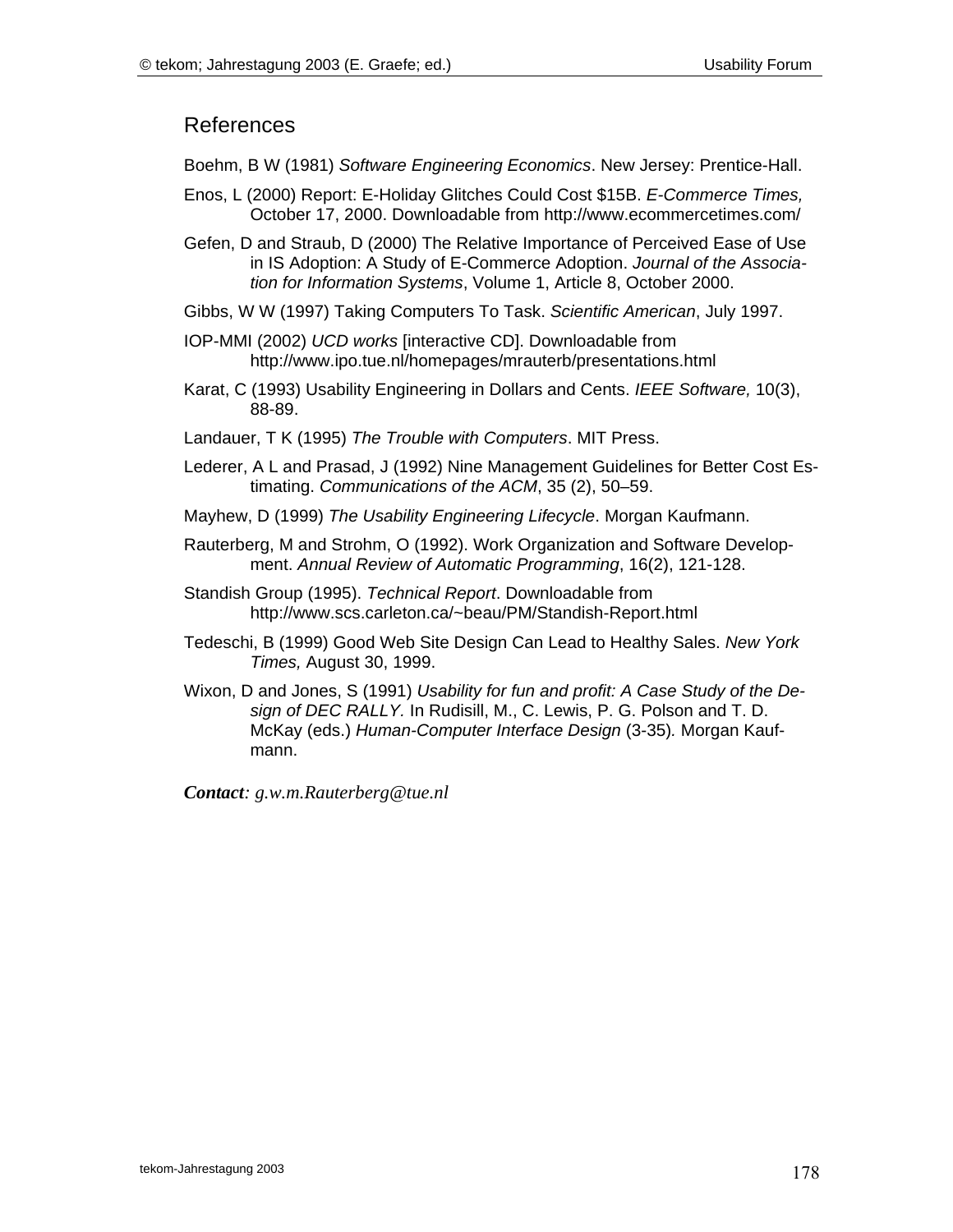## References

Boehm, B W (1981) *Software Engineering Economics*. New Jersey: Prentice-Hall.

Enos, L (2000) Report: E-Holiday Glitches Could Cost $15B. *E-Commerce Times,* October 17, 2000. Downloadable from http://www.ecommercetimes.com/

Gefen, D and Straub, D (2000) The Relative Importance of Perceived Ease of Use in IS Adoption: A Study of E-Commerce Adoption. *Journal of the Association for Information Systems*, Volume 1, Article 8, October 2000.

Gibbs, W W (1997) Taking Computers To Task. *Scientific American*, July 1997.

IOP-MMI (2002) *UCD works* [interactive CD]. Downloadable from http://www.ipo.tue.nl/homepages/mrauterb/presentations.html

Karat, C (1993) Usability Engineering in Dollars and Cents. *IEEE Software,* 10(3), 88-89.

Landauer, T K (1995) *The Trouble with Computers*. MIT Press.

Lederer, A L and Prasad, J (1992) Nine Management Guidelines for Better Cost Estimating. *Communications of the ACM*, 35 (2), 50–59.

Mayhew, D (1999) *The Usability Engineering Lifecycle*. Morgan Kaufmann.

Rauterberg, M and Strohm, O (1992). Work Organization and Software Development. *Annual Review of Automatic Programming*, 16(2), 121-128.

Standish Group (1995). *Technical Report*. Downloadable from http://www.scs.carleton.ca/~beau/PM/Standish-Report.html

Tedeschi, B (1999) Good Web Site Design Can Lead to Healthy Sales. *New York Times,* August 30, 1999.

Wixon, D and Jones, S (1991) *Usability for fun and profit: A Case Study of the Design of DEC RALLY.* In Rudisill, M., C. Lewis, P. G. Polson and T. D. McKay (eds.) *Human-Computer Interface Design* (3-35)*.* Morgan Kaufmann.

***Contact****: g.w.m.Rauterberg@tue.nl*